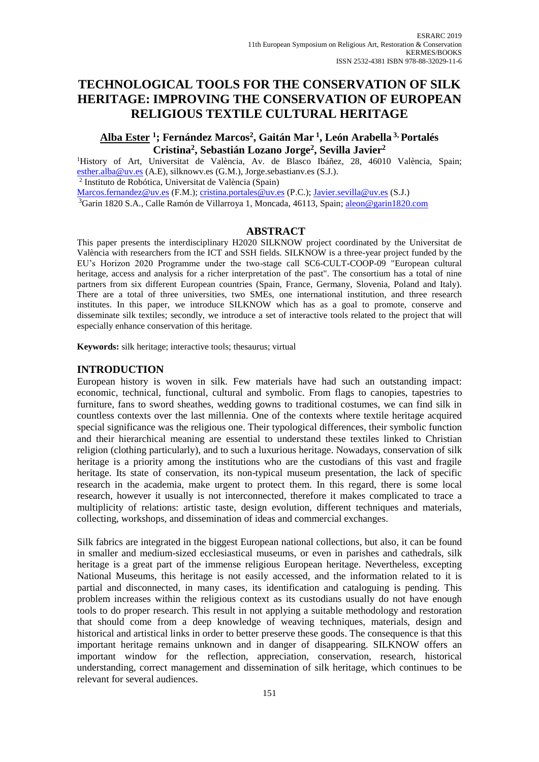# TECHNOLOGICAL TOOLS FOR THE CONSERVATION OF SILK HERITAGE: IMPROVING THE CONSERVATION OF EUROPEAN RELIGIOUS TEXTILE CULTURAL HERITAGE

**Alba Ester [1]; Fernández Marcos[2], Gaitán Mar [1], León Arabella [3], Portalés Cristina[2], Sebastián Lozano Jorge[2], Sevilla Javier[2]**

[1]History of Art, Universitat de València, Av. de Blasco Ibáñez, 28, 46010 València, Spain; esther.alba@uv.es (A.E), silknowv.es (G.M.), Jorge.sebastianv.es (S.J.).

[2] Instituto de Robótica, Universitat de València (Spain)

Marcos.fernandez@uv.es (F.M.); cristina.portales@uv.es (P.C.); Javier.sevilla@uv.es (S.J.)

[3]Garin 1820 S.A., Calle Ramón de Villarroya 1, Moncada, 46113, Spain; aleon@garin1820.com

## ABSTRACT

This paper presents the interdisciplinary H2020 SILKNOW project coordinated by the Universitat de València with researchers from the ICT and SSH fields. SILKNOW is a three-year project funded by the EU's Horizon 2020 Programme under the two-stage call SC6-CULT-COOP-09 "European cultural heritage, access and analysis for a richer interpretation of the past". The consortium has a total of nine partners from six different European countries (Spain, France, Germany, Slovenia, Poland and Italy). There are a total of three universities, two SMEs, one international institution, and three research institutes. In this paper, we introduce SILKNOW which has as a goal to promote, conserve and disseminate silk textiles; secondly, we introduce a set of interactive tools related to the project that will especially enhance conservation of this heritage.

**Keywords:** silk heritage; interactive tools; thesaurus; virtual

## INTRODUCTION

European history is woven in silk. Few materials have had such an outstanding impact: economic, technical, functional, cultural and symbolic. From flags to canopies, tapestries to furniture, fans to sword sheathes, wedding gowns to traditional costumes, we can find silk in countless contexts over the last millennia. One of the contexts where textile heritage acquired special significance was the religious one. Their typological differences, their symbolic function and their hierarchical meaning are essential to understand these textiles linked to Christian religion (clothing particularly), and to such a luxurious heritage. Nowadays, conservation of silk heritage is a priority among the institutions who are the custodians of this vast and fragile heritage. Its state of conservation, its non-typical museum presentation, the lack of specific research in the academia, make urgent to protect them. In this regard, there is some local research, however it usually is not interconnected, therefore it makes complicated to trace a multiplicity of relations: artistic taste, design evolution, different techniques and materials, collecting, workshops, and dissemination of ideas and commercial exchanges.

Silk fabrics are integrated in the biggest European national collections, but also, it can be found in smaller and medium-sized ecclesiastical museums, or even in parishes and cathedrals, silk heritage is a great part of the immense religious European heritage. Nevertheless, excepting National Museums, this heritage is not easily accessed, and the information related to it is partial and disconnected, in many cases, its identification and cataloguing is pending. This problem increases within the religious context as its custodians usually do not have enough tools to do proper research. This result in not applying a suitable methodology and restoration that should come from a deep knowledge of weaving techniques, materials, design and historical and artistical links in order to better preserve these goods. The consequence is that this important heritage remains unknown and in danger of disappearing. SILKNOW offers an important window for the reflection, appreciation, conservation, research, historical understanding, correct management and dissemination of silk heritage, which continues to be relevant for several audiences.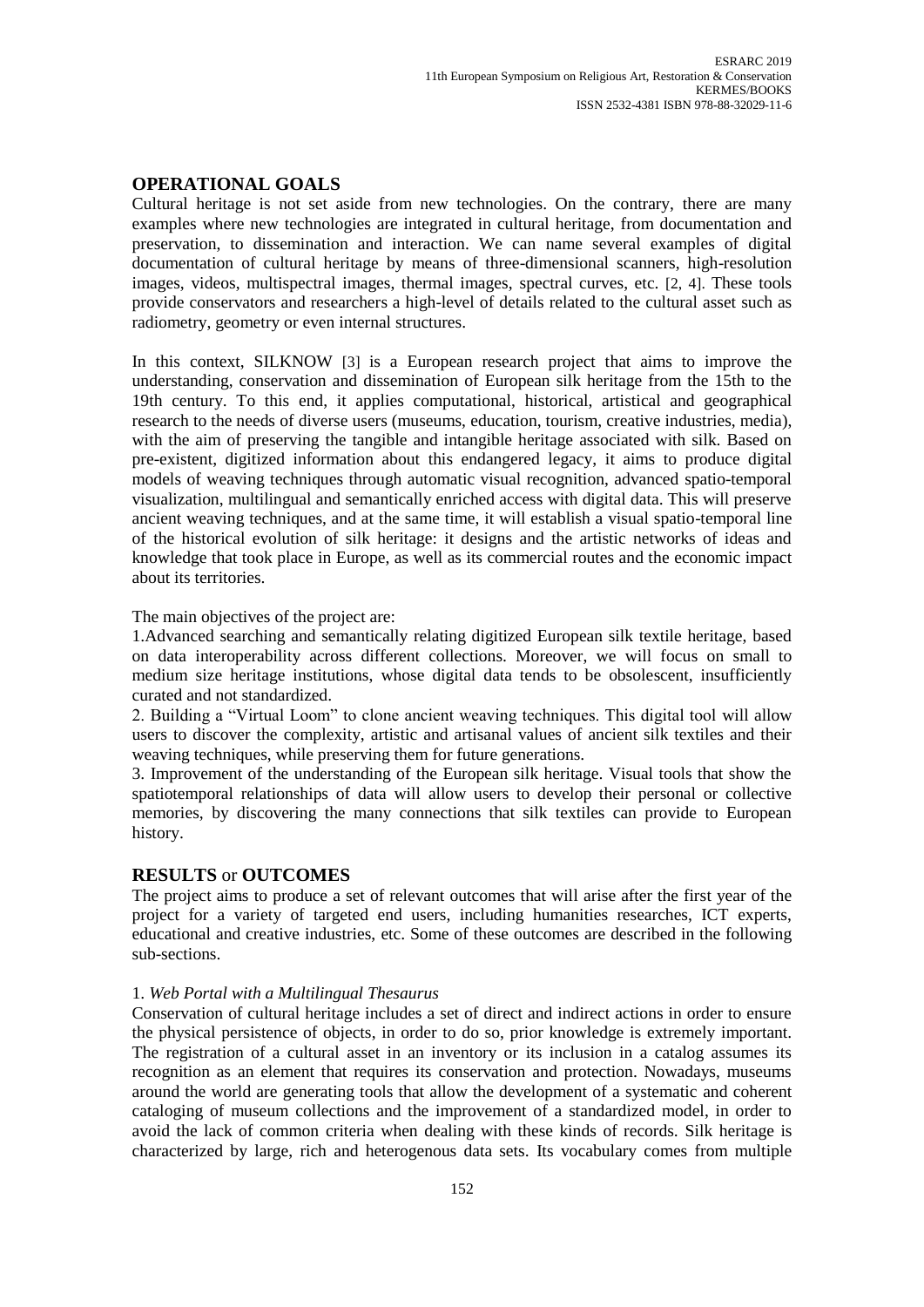## OPERATIONAL GOALS

Cultural heritage is not set aside from new technologies. On the contrary, there are many examples where new technologies are integrated in cultural heritage, from documentation and preservation, to dissemination and interaction. We can name several examples of digital documentation of cultural heritage by means of three-dimensional scanners, high-resolution images, videos, multispectral images, thermal images, spectral curves, etc. [2, 4]. These tools provide conservators and researchers a high-level of details related to the cultural asset such as radiometry, geometry or even internal structures.

In this context, SILKNOW [3] is a European research project that aims to improve the understanding, conservation and dissemination of European silk heritage from the 15th to the 19th century. To this end, it applies computational, historical, artistical and geographical research to the needs of diverse users (museums, education, tourism, creative industries, media), with the aim of preserving the tangible and intangible heritage associated with silk. Based on pre-existent, digitized information about this endangered legacy, it aims to produce digital models of weaving techniques through automatic visual recognition, advanced spatio-temporal visualization, multilingual and semantically enriched access with digital data. This will preserve ancient weaving techniques, and at the same time, it will establish a visual spatio-temporal line of the historical evolution of silk heritage: it designs and the artistic networks of ideas and knowledge that took place in Europe, as well as its commercial routes and the economic impact about its territories.

The main objectives of the project are:

1.Advanced searching and semantically relating digitized European silk textile heritage, based on data interoperability across different collections. Moreover, we will focus on small to medium size heritage institutions, whose digital data tends to be obsolescent, insufficiently curated and not standardized.

2. Building a "Virtual Loom" to clone ancient weaving techniques. This digital tool will allow users to discover the complexity, artistic and artisanal values of ancient silk textiles and their weaving techniques, while preserving them for future generations.

3. Improvement of the understanding of the European silk heritage. Visual tools that show the spatiotemporal relationships of data will allow users to develop their personal or collective memories, by discovering the many connections that silk textiles can provide to European history.

## RESULTS or OUTCOMES

The project aims to produce a set of relevant outcomes that will arise after the first year of the project for a variety of targeted end users, including humanities researches, ICT experts, educational and creative industries, etc. Some of these outcomes are described in the following sub-sections.

### 1. *Web Portal with a Multilingual Thesaurus*

Conservation of cultural heritage includes a set of direct and indirect actions in order to ensure the physical persistence of objects, in order to do so, prior knowledge is extremely important. The registration of a cultural asset in an inventory or its inclusion in a catalog assumes its recognition as an element that requires its conservation and protection. Nowadays, museums around the world are generating tools that allow the development of a systematic and coherent cataloging of museum collections and the improvement of a standardized model, in order to avoid the lack of common criteria when dealing with these kinds of records. Silk heritage is characterized by large, rich and heterogenous data sets. Its vocabulary comes from multiple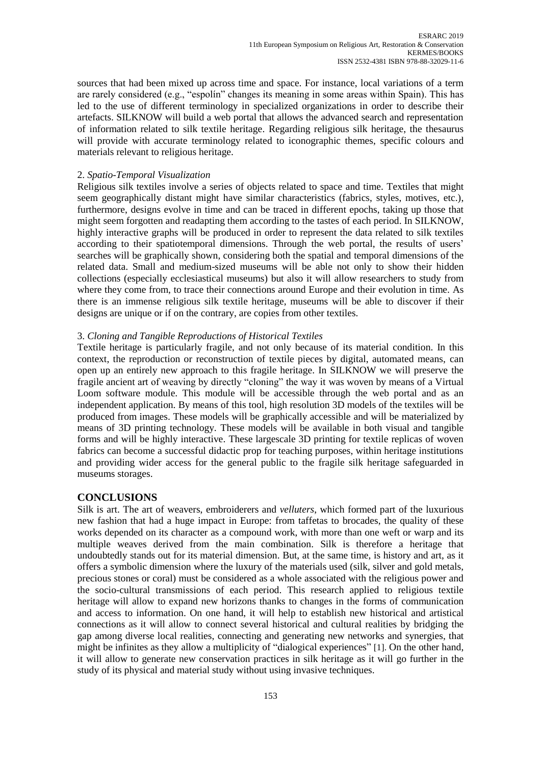sources that had been mixed up across time and space. For instance, local variations of a term are rarely considered (e.g., "espolín" changes its meaning in some areas within Spain). This has led to the use of different terminology in specialized organizations in order to describe their artefacts. SILKNOW will build a web portal that allows the advanced search and representation of information related to silk textile heritage. Regarding religious silk heritage, the thesaurus will provide with accurate terminology related to iconographic themes, specific colours and materials relevant to religious heritage.

2. *Spatio-Temporal Visualization*

Religious silk textiles involve a series of objects related to space and time. Textiles that might seem geographically distant might have similar characteristics (fabrics, styles, motives, etc.), furthermore, designs evolve in time and can be traced in different epochs, taking up those that might seem forgotten and readapting them according to the tastes of each period. In SILKNOW, highly interactive graphs will be produced in order to represent the data related to silk textiles according to their spatiotemporal dimensions. Through the web portal, the results of users' searches will be graphically shown, considering both the spatial and temporal dimensions of the related data. Small and medium-sized museums will be able not only to show their hidden collections (especially ecclesiastical museums) but also it will allow researchers to study from where they come from, to trace their connections around Europe and their evolution in time. As there is an immense religious silk textile heritage, museums will be able to discover if their designs are unique or if on the contrary, are copies from other textiles.

3. *Cloning and Tangible Reproductions of Historical Textiles*

Textile heritage is particularly fragile, and not only because of its material condition. In this context, the reproduction or reconstruction of textile pieces by digital, automated means, can open up an entirely new approach to this fragile heritage. In SILKNOW we will preserve the fragile ancient art of weaving by directly "cloning" the way it was woven by means of a Virtual Loom software module. This module will be accessible through the web portal and as an independent application. By means of this tool, high resolution 3D models of the textiles will be produced from images. These models will be graphically accessible and will be materialized by means of 3D printing technology. These models will be available in both visual and tangible forms and will be highly interactive. These largescale 3D printing for textile replicas of woven fabrics can become a successful didactic prop for teaching purposes, within heritage institutions and providing wider access for the general public to the fragile silk heritage safeguarded in museums storages.

## CONCLUSIONS

Silk is art. The art of weavers, embroiderers and *velluters*, which formed part of the luxurious new fashion that had a huge impact in Europe: from taffetas to brocades, the quality of these works depended on its character as a compound work, with more than one weft or warp and its multiple weaves derived from the main combination. Silk is therefore a heritage that undoubtedly stands out for its material dimension. But, at the same time, is history and art, as it offers a symbolic dimension where the luxury of the materials used (silk, silver and gold metals, precious stones or coral) must be considered as a whole associated with the religious power and the socio-cultural transmissions of each period. This research applied to religious textile heritage will allow to expand new horizons thanks to changes in the forms of communication and access to information. On one hand, it will help to establish new historical and artistical connections as it will allow to connect several historical and cultural realities by bridging the gap among diverse local realities, connecting and generating new networks and synergies, that might be infinites as they allow a multiplicity of "dialogical experiences" [1]. On the other hand, it will allow to generate new conservation practices in silk heritage as it will go further in the study of its physical and material study without using invasive techniques.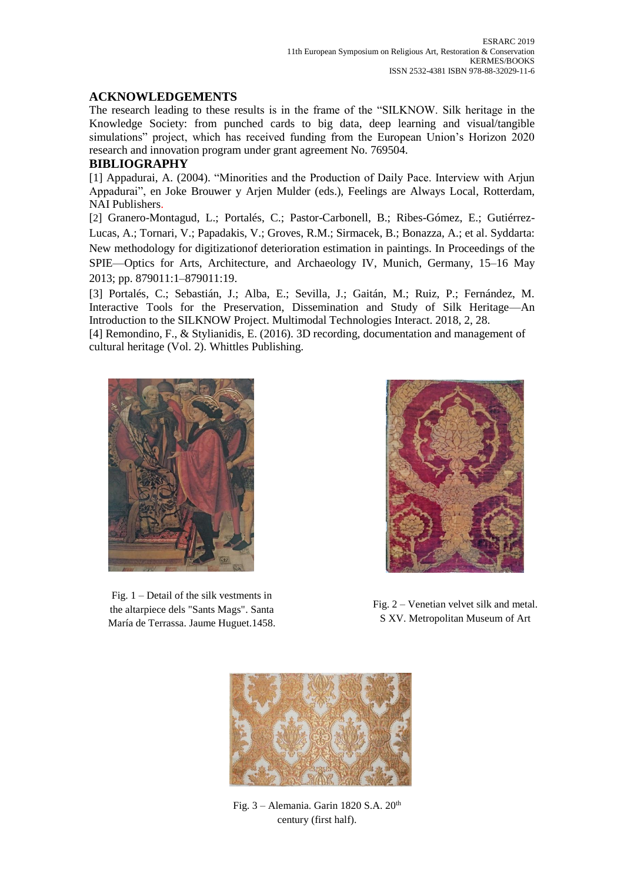## ACKNOWLEDGEMENTS

The research leading to these results is in the frame of the "SILKNOW. Silk heritage in the Knowledge Society: from punched cards to big data, deep learning and visual/tangible simulations" project, which has received funding from the European Union's Horizon 2020 research and innovation program under grant agreement No. 769504.

## BIBLIOGRAPHY

[1] Appadurai, A. (2004). "Minorities and the Production of Daily Pace. Interview with Arjun Appadurai", en Joke Brouwer y Arjen Mulder (eds.), Feelings are Always Local, Rotterdam, NAI Publishers.

[2] Granero-Montagud, L.; Portalés, C.; Pastor-Carbonell, B.; Ribes-Gómez, E.; Gutiérrez-Lucas, A.; Tornari, V.; Papadakis, V.; Groves, R.M.; Sirmacek, B.; Bonazza, A.; et al. Syddarta: New methodology for digitizationof deterioration estimation in paintings. In Proceedings of the SPIE—Optics for Arts, Architecture, and Archaeology IV, Munich, Germany, 15–16 May 2013; pp. 879011:1–879011:19.

[3] Portalés, C.; Sebastián, J.; Alba, E.; Sevilla, J.; Gaitán, M.; Ruiz, P.; Fernández, M. Interactive Tools for the Preservation, Dissemination and Study of Silk Heritage—An Introduction to the SILKNOW Project. Multimodal Technologies Interact. 2018, 2, 28.

[4] Remondino, F., & Stylianidis, E. (2016). 3D recording, documentation and management of cultural heritage (Vol. 2). Whittles Publishing.

Fig. 1 – Detail of the silk vestments in the altarpiece dels "Sants Mags". Santa María de Terrassa. Jaume Huguet.1458.

Fig. 2 – Venetian velvet silk and metal. S XV. Metropolitan Museum of Art

Fig. 3 – Alemania. Garin 1820 S.A. 20th century (first half).